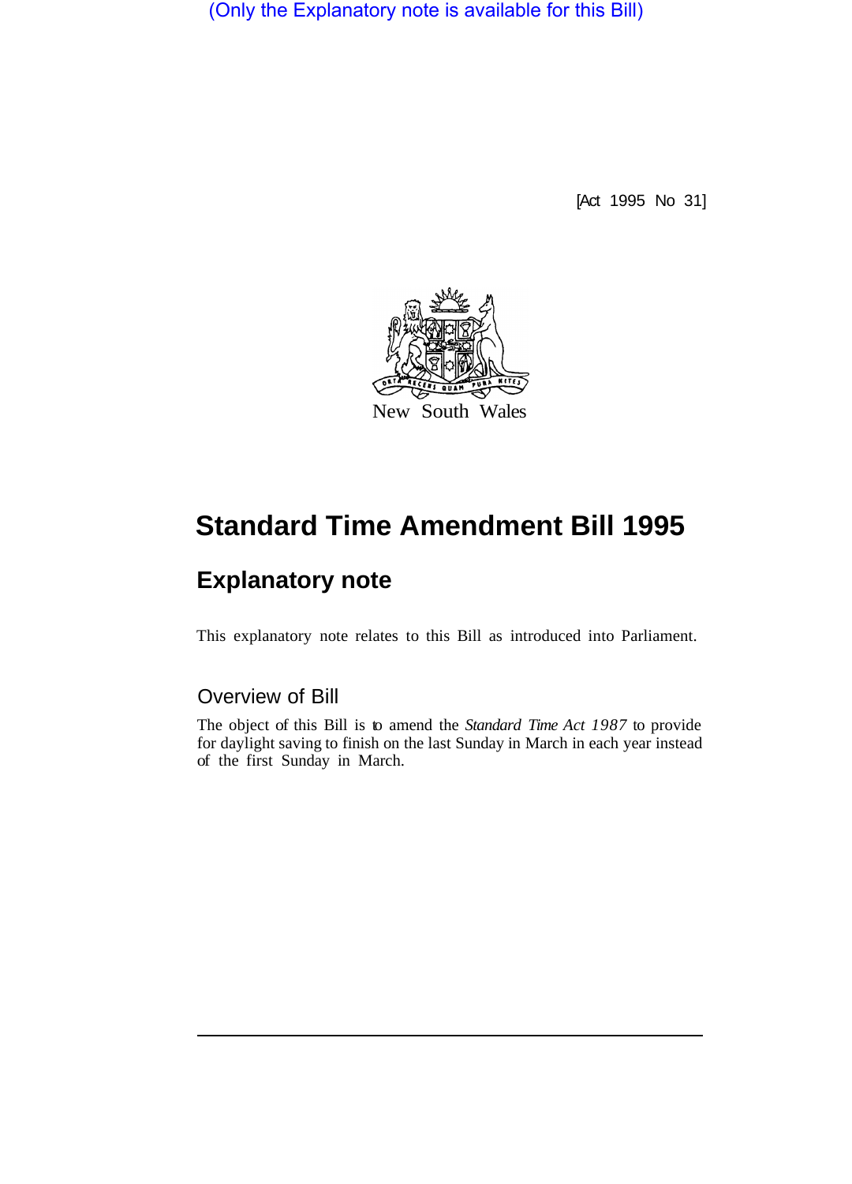(Only the Explanatory note is available for this Bill)

[Act 1995 No 31]

New South Wales

# Standard Time Amendment Bill 1995

## Explanatory note

This explanatory note relates to this Bill as introduced into Parliament.

### Overview of Bill

The object of this Bill is to amend the *Standard Time Act 1987* to provide for daylight saving to finish on the last Sunday in March in each year instead of the first Sunday in March.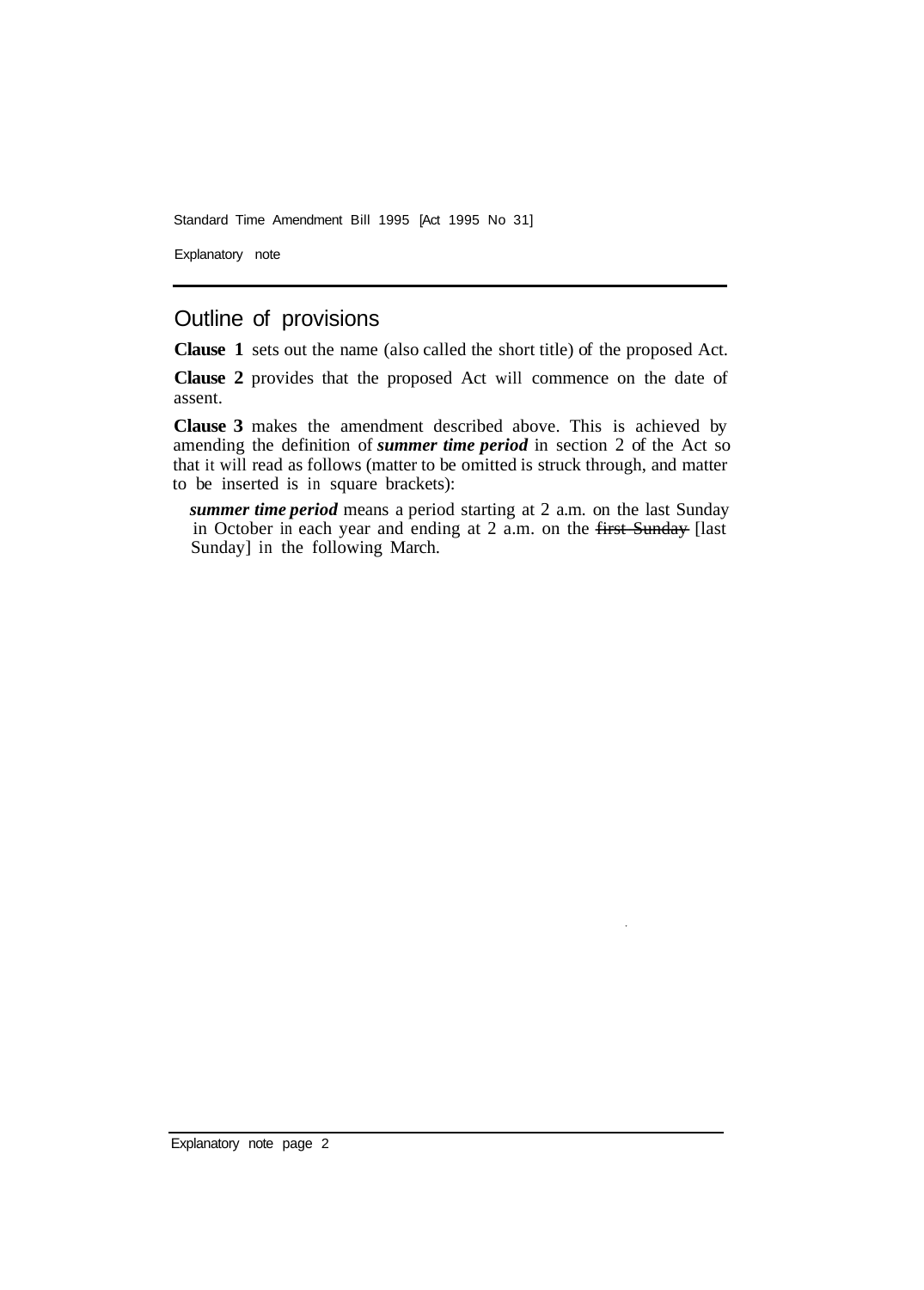## Outline of provisions

**Clause 1** sets out the name (also called the short title) of the proposed Act.

**Clause 2** provides that the proposed Act will commence on the date of assent.

**Clause 3** makes the amendment described above. This is achieved by amending the definition of ***summer time period*** in section 2 of the Act so that it will read as follows (matter to be omitted is struck through, and matter to be inserted is in square brackets):

> ***summer time period*** means a period starting at 2 a.m. on the last Sunday in October in each year and ending at 2 a.m. on the ~~first Sunday~~ [last Sunday] in the following March.